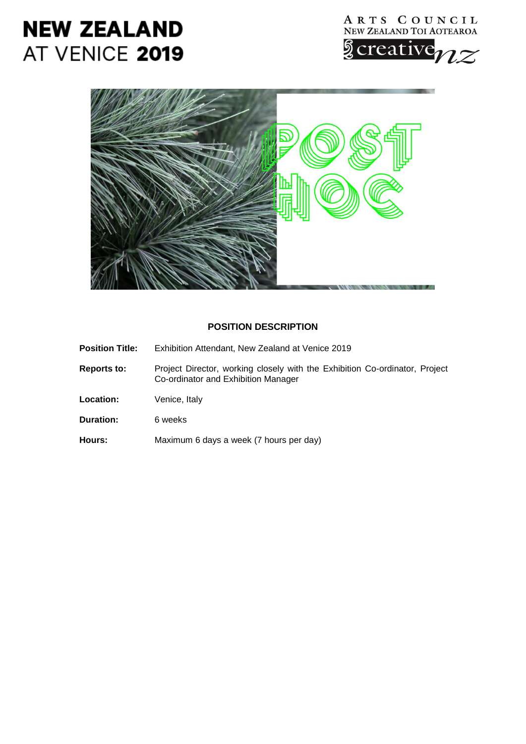# NEW ZEALAND AT VENICE 2019

ARTS COUNCIL
NEW ZEALAND TOI AOTEAROA
creative nz

POST HOC

## POSITION DESCRIPTION

| | |
|---|---|
| **Position Title:** | Exhibition Attendant, New Zealand at Venice 2019 |
| **Reports to:** | Project Director, working closely with the Exhibition Co-ordinator, Project Co-ordinator and Exhibition Manager |
| **Location:** | Venice, Italy |
| **Duration:** | 6 weeks |
| **Hours:** | Maximum 6 days a week (7 hours per day) |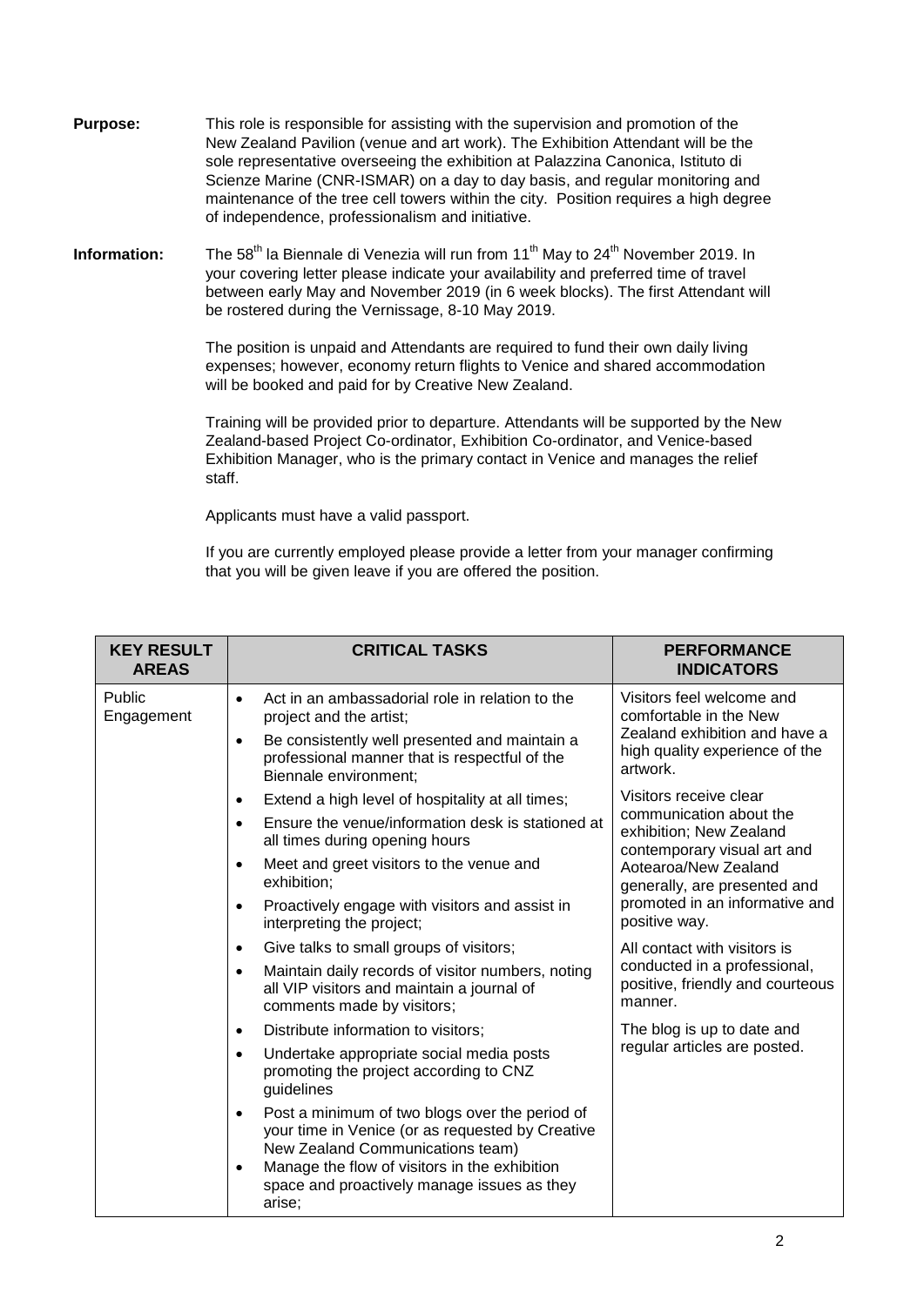**Purpose:** This role is responsible for assisting with the supervision and promotion of the New Zealand Pavilion (venue and art work). The Exhibition Attendant will be the sole representative overseeing the exhibition at Palazzina Canonica, Istituto di Scienze Marine (CNR-ISMAR) on a day to day basis, and regular monitoring and maintenance of the tree cell towers within the city. Position requires a high degree of independence, professionalism and initiative.

**Information:** The 58th la Biennale di Venezia will run from 11th May to 24th November 2019. In your covering letter please indicate your availability and preferred time of travel between early May and November 2019 (in 6 week blocks). The first Attendant will be rostered during the Vernissage, 8-10 May 2019.

The position is unpaid and Attendants are required to fund their own daily living expenses; however, economy return flights to Venice and shared accommodation will be booked and paid for by Creative New Zealand.

Training will be provided prior to departure. Attendants will be supported by the New Zealand-based Project Co-ordinator, Exhibition Co-ordinator, and Venice-based Exhibition Manager, who is the primary contact in Venice and manages the relief staff.

Applicants must have a valid passport.

If you are currently employed please provide a letter from your manager confirming that you will be given leave if you are offered the position.

| KEY RESULT AREAS | CRITICAL TASKS | PERFORMANCE INDICATORS |
|---|---|---|
| Public Engagement | • Act in an ambassadorial role in relation to the project and the artist;<br>• Be consistently well presented and maintain a professional manner that is respectful of the Biennale environment;<br>• Extend a high level of hospitality at all times;<br>• Ensure the venue/information desk is stationed at all times during opening hours<br>• Meet and greet visitors to the venue and exhibition;<br>• Proactively engage with visitors and assist in interpreting the project;<br>• Give talks to small groups of visitors;<br>• Maintain daily records of visitor numbers, noting all VIP visitors and maintain a journal of comments made by visitors;<br>• Distribute information to visitors;<br>• Undertake appropriate social media posts promoting the project according to CNZ guidelines<br>• Post a minimum of two blogs over the period of your time in Venice (or as requested by Creative New Zealand Communications team)<br>• Manage the flow of visitors in the exhibition space and proactively manage issues as they arise; | Visitors feel welcome and comfortable in the New Zealand exhibition and have a high quality experience of the artwork.<br><br>Visitors receive clear communication about the exhibition; New Zealand contemporary visual art and Aotearoa/New Zealand generally, are presented and promoted in an informative and positive way.<br><br>All contact with visitors is conducted in a professional, positive, friendly and courteous manner.<br><br>The blog is up to date and regular articles are posted. |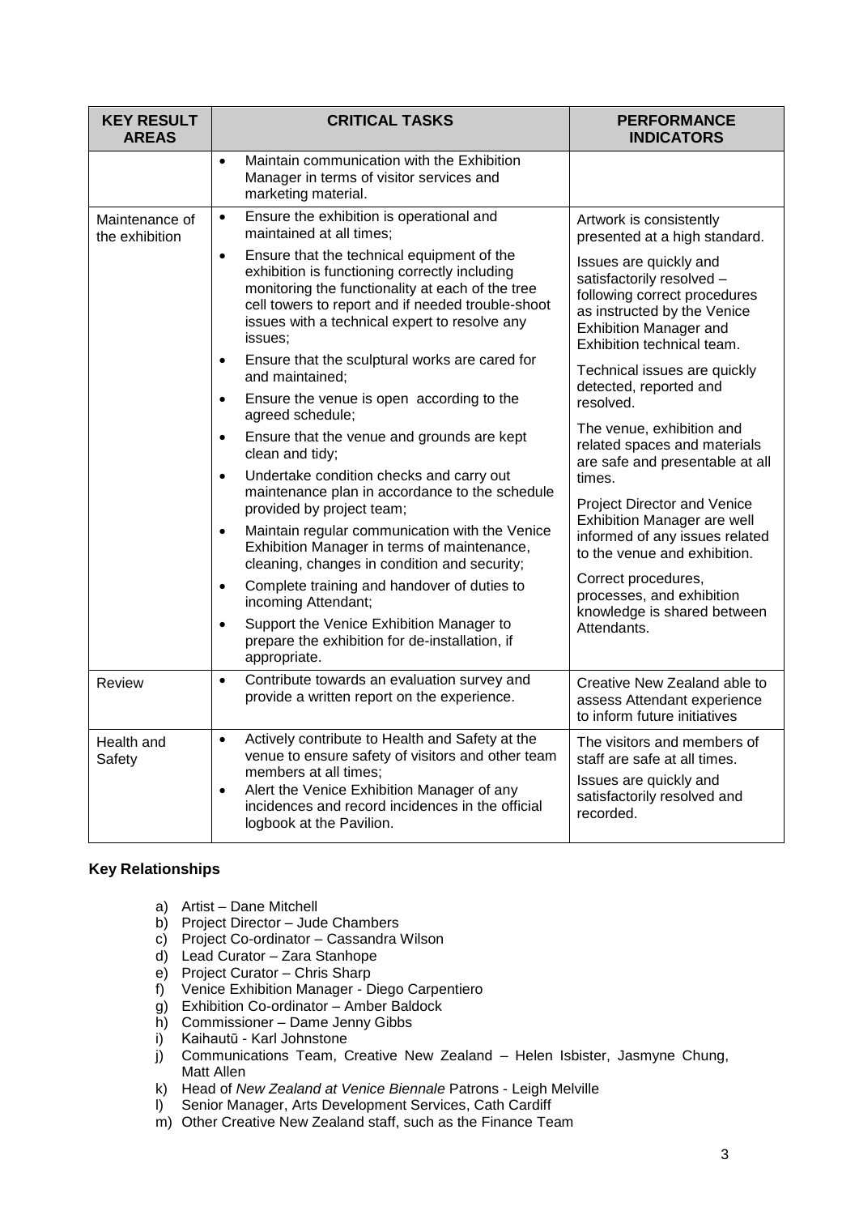| KEY RESULT AREAS | CRITICAL TASKS | PERFORMANCE INDICATORS |
|---|---|---|
| | • Maintain communication with the Exhibition Manager in terms of visitor services and marketing material. | |
| Maintenance of the exhibition | • Ensure the exhibition is operational and maintained at all times;<br>• Ensure that the technical equipment of the exhibition is functioning correctly including monitoring the functionality at each of the tree cell towers to report and if needed trouble-shoot issues with a technical expert to resolve any issues;<br>• Ensure that the sculptural works are cared for and maintained;<br>• Ensure the venue is open according to the agreed schedule;<br>• Ensure that the venue and grounds are kept clean and tidy;<br>• Undertake condition checks and carry out maintenance plan in accordance to the schedule provided by project team;<br>• Maintain regular communication with the Venice Exhibition Manager in terms of maintenance, cleaning, changes in condition and security;<br>• Complete training and handover of duties to incoming Attendant;<br>• Support the Venice Exhibition Manager to prepare the exhibition for de-installation, if appropriate. | Artwork is consistently presented at a high standard.<br><br>Issues are quickly and satisfactorily resolved – following correct procedures as instructed by the Venice Exhibition Manager and Exhibition technical team.<br><br>Technical issues are quickly detected, reported and resolved.<br><br>The venue, exhibition and related spaces and materials are safe and presentable at all times.<br><br>Project Director and Venice Exhibition Manager are well informed of any issues related to the venue and exhibition.<br><br>Correct procedures, processes, and exhibition knowledge is shared between Attendants. |
| Review | • Contribute towards an evaluation survey and provide a written report on the experience. | Creative New Zealand able to assess Attendant experience to inform future initiatives |
| Health and Safety | • Actively contribute to Health and Safety at the venue to ensure safety of visitors and other team members at all times;<br>• Alert the Venice Exhibition Manager of any incidences and record incidences in the official logbook at the Pavilion. | The visitors and members of staff are safe at all times.<br><br>Issues are quickly and satisfactorily resolved and recorded. |

**Key Relationships**

a) Artist – Dane Mitchell
b) Project Director – Jude Chambers
c) Project Co-ordinator – Cassandra Wilson
d) Lead Curator – Zara Stanhope
e) Project Curator – Chris Sharp
f) Venice Exhibition Manager - Diego Carpentiero
g) Exhibition Co-ordinator – Amber Baldock
h) Commissioner – Dame Jenny Gibbs
i) Kaihautū - Karl Johnstone
j) Communications Team, Creative New Zealand – Helen Isbister, Jasmyne Chung, Matt Allen
k) Head of *New Zealand at Venice Biennale* Patrons - Leigh Melville
l) Senior Manager, Arts Development Services, Cath Cardiff
m) Other Creative New Zealand staff, such as the Finance Team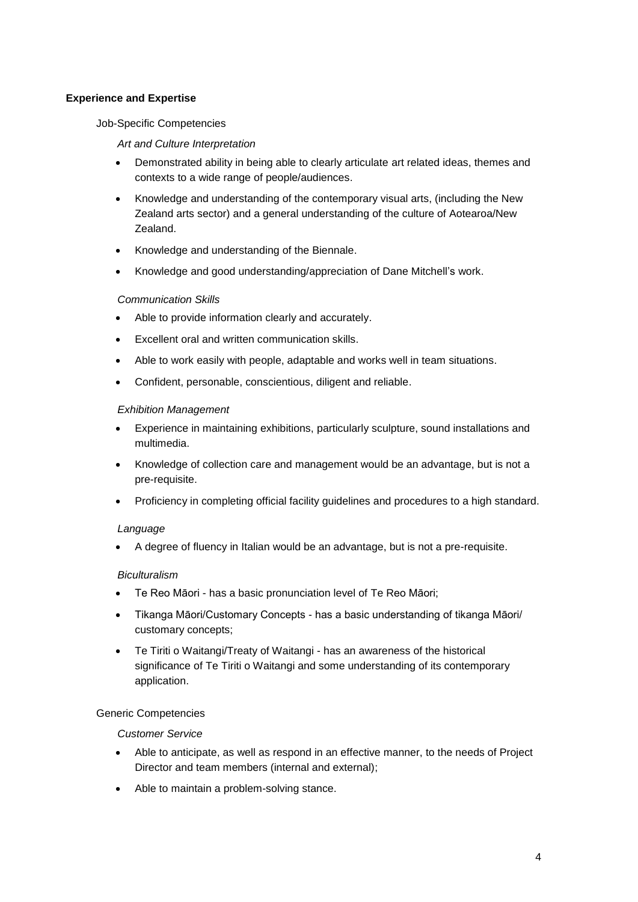**Experience and Expertise**

Job-Specific Competencies

*Art and Culture Interpretation*

- Demonstrated ability in being able to clearly articulate art related ideas, themes and contexts to a wide range of people/audiences.
- Knowledge and understanding of the contemporary visual arts, (including the New Zealand arts sector) and a general understanding of the culture of Aotearoa/New Zealand.
- Knowledge and understanding of the Biennale.
- Knowledge and good understanding/appreciation of Dane Mitchell's work.

*Communication Skills*

- Able to provide information clearly and accurately.
- Excellent oral and written communication skills.
- Able to work easily with people, adaptable and works well in team situations.
- Confident, personable, conscientious, diligent and reliable.

*Exhibition Management*

- Experience in maintaining exhibitions, particularly sculpture, sound installations and multimedia.
- Knowledge of collection care and management would be an advantage, but is not a pre-requisite.
- Proficiency in completing official facility guidelines and procedures to a high standard.

*Language*

- A degree of fluency in Italian would be an advantage, but is not a pre-requisite.

*Biculturalism*

- Te Reo Māori - has a basic pronunciation level of Te Reo Māori;
- Tikanga Māori/Customary Concepts - has a basic understanding of tikanga Māori/ customary concepts;
- Te Tiriti o Waitangi/Treaty of Waitangi - has an awareness of the historical significance of Te Tiriti o Waitangi and some understanding of its contemporary application.

Generic Competencies

*Customer Service*

- Able to anticipate, as well as respond in an effective manner, to the needs of Project Director and team members (internal and external);
- Able to maintain a problem-solving stance.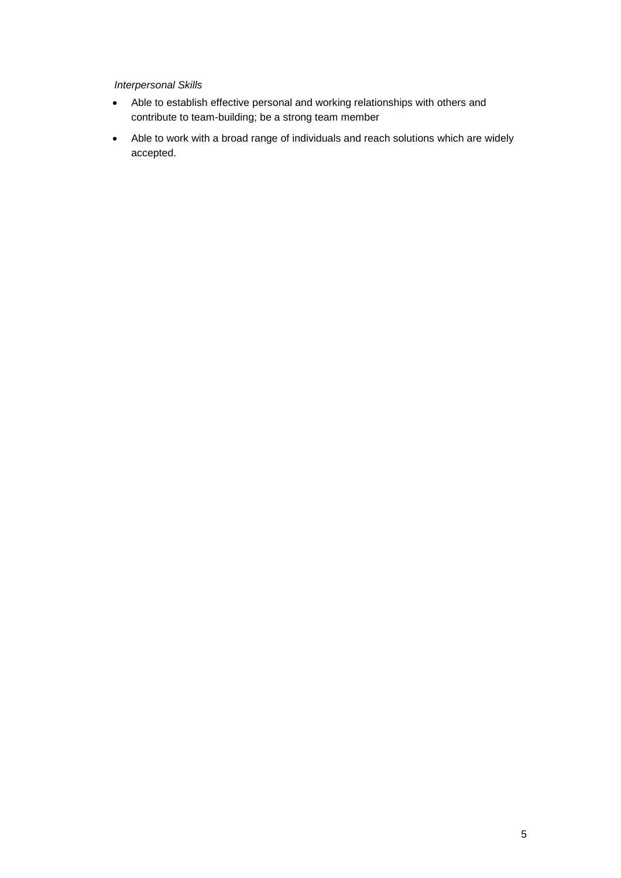*Interpersonal Skills*

- Able to establish effective personal and working relationships with others and contribute to team-building; be a strong team member
- Able to work with a broad range of individuals and reach solutions which are widely accepted.